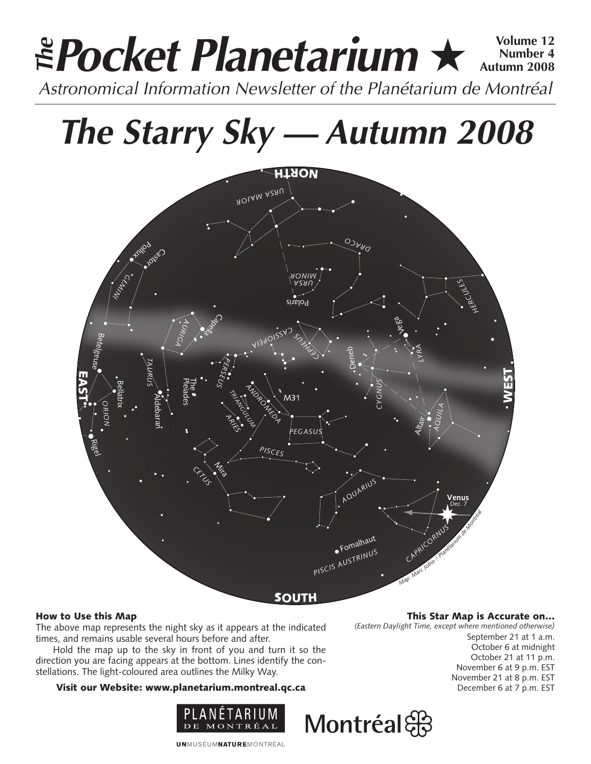# *The* Pocket Planetarium ★

**Volume 12**
**Number 4**
**Autumn 2008**

*Astronomical Information Newsletter of the Planétarium de Montréal*

# *The Starry Sky — Autumn 2008*

### How to Use this Map

The above map represents the night sky as it appears at the indicated times, and remains usable several hours before and after.

Hold the map up to the sky in front of you and turn it so the direction you are facing appears at the bottom. Lines identify the constellations. The light-coloured area outlines the Milky Way.

**Visit our Website: www.planetarium.montreal.qc.ca**

### This Star Map is Accurate on...

*(Eastern Daylight Time, except where mentioned otherwise)*

September 21 at 1 a.m.
October 6 at midnight
October 21 at 11 p.m.
November 6 at 9 p.m. EST
November 21 at 8 p.m. EST
December 6 at 7 p.m. EST

PLANÉTARIUM DE MONTRÉAL

Montréal

UNMUSÉUMNATUREMONTRÉAL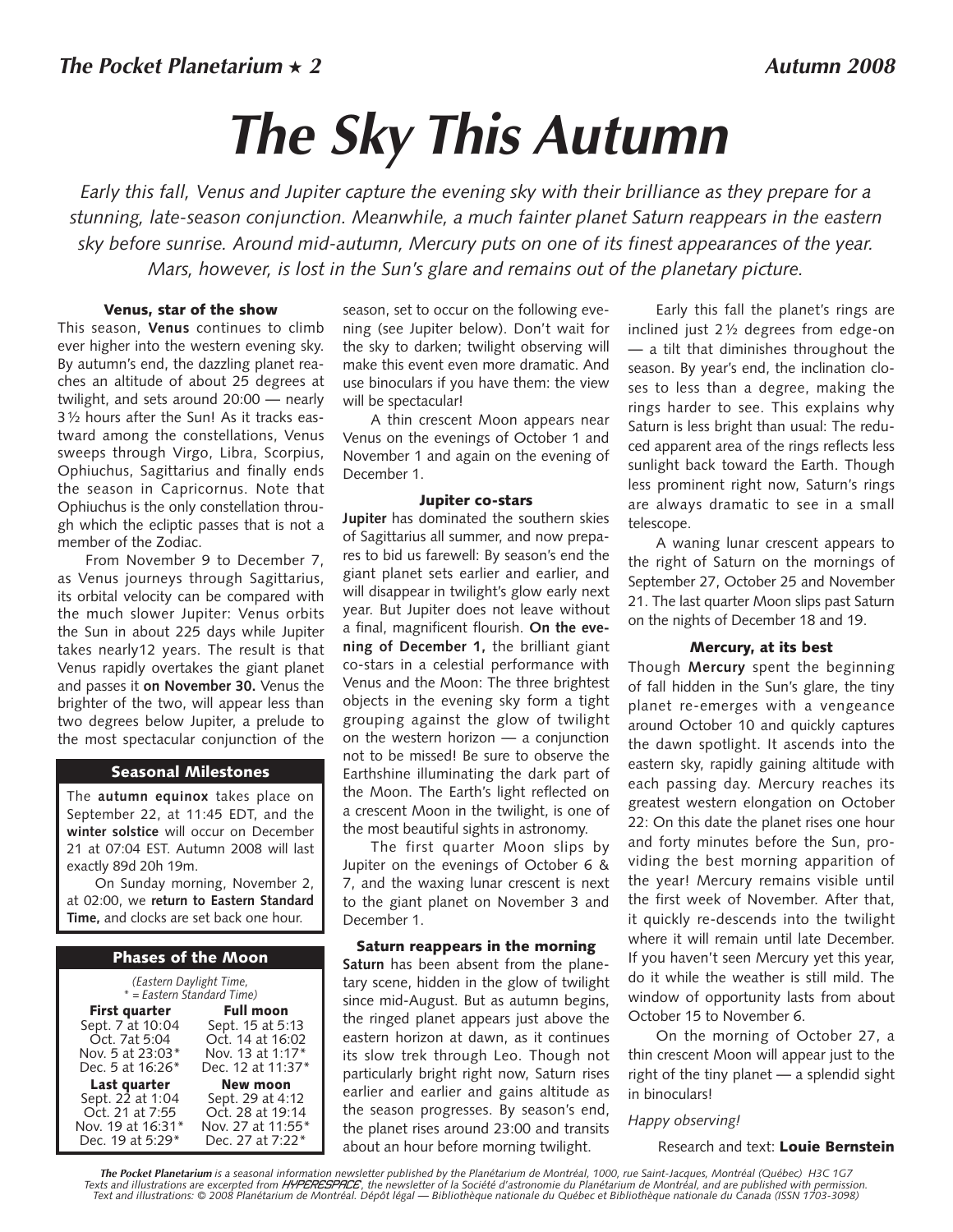# The Sky This Autumn

*Early this fall, Venus and Jupiter capture the evening sky with their brilliance as they prepare for a stunning, late-season conjunction. Meanwhile, a much fainter planet Saturn reappears in the eastern sky before sunrise. Around mid-autumn, Mercury puts on one of its finest appearances of the year. Mars, however, is lost in the Sun's glare and remains out of the planetary picture.*

### Venus, star of the show

This season, **Venus** continues to climb ever higher into the western evening sky. By autumn's end, the dazzling planet reaches an altitude of about 25 degrees at twilight, and sets around 20:00 — nearly 3½ hours after the Sun! As it tracks eastward among the constellations, Venus sweeps through Virgo, Libra, Scorpius, Ophiuchus, Sagittarius and finally ends the season in Capricornus. Note that Ophiuchus is the only constellation through which the ecliptic passes that is not a member of the Zodiac.

From November 9 to December 7, as Venus journeys through Sagittarius, its orbital velocity can be compared with the much slower Jupiter: Venus orbits the Sun in about 225 days while Jupiter takes nearly12 years. The result is that Venus rapidly overtakes the giant planet and passes it **on November 30.** Venus the brighter of the two, will appear less than two degrees below Jupiter, a prelude to the most spectacular conjunction of the season, set to occur on the following evening (see Jupiter below). Don't wait for the sky to darken; twilight observing will make this event even more dramatic. And use binoculars if you have them: the view will be spectacular!

A thin crescent Moon appears near Venus on the evenings of October 1 and November 1 and again on the evening of December 1.

### Seasonal Milestones

The **autumn equinox** takes place on September 22, at 11:45 EDT, and the **winter solstice** will occur on December 21 at 07:04 EST. Autumn 2008 will last exactly 89d 20h 19m.

On Sunday morning, November 2, at 02:00, we **return to Eastern Standard Time,** and clocks are set back one hour.

### Phases of the Moon

*(Eastern Daylight Time, * = Eastern Standard Time)*

| First quarter | Full moon |
|---|---|
| Sept. 7 at 10:04 | Sept. 15 at 5:13 |
| Oct. 7at 5:04 | Oct. 14 at 16:02 |
| Nov. 5 at 23:03* | Nov. 13 at 1:17* |
| Dec. 5 at 16:26* | Dec. 12 at 11:37* |
| **Last quarter** | **New moon** |
| Sept. 22 at 1:04 | Sept. 29 at 4:12 |
| Oct. 21 at 7:55 | Oct. 28 at 19:14 |
| Nov. 19 at 16:31* | Nov. 27 at 11:55* |
| Dec. 19 at 5:29* | Dec. 27 at 7:22* |

### Jupiter co-stars

**Jupiter** has dominated the southern skies of Sagittarius all summer, and now prepares to bid us farewell: By season's end the giant planet sets earlier and earlier, and will disappear in twilight's glow early next year. But Jupiter does not leave without a final, magnificent flourish. **On the evening of December 1,** the brilliant giant co-stars in a celestial performance with Venus and the Moon: The three brightest objects in the evening sky form a tight grouping against the glow of twilight on the western horizon — a conjunction not to be missed! Be sure to observe the Earthshine illuminating the dark part of the Moon. The Earth's light reflected on a crescent Moon in the twilight, is one of the most beautiful sights in astronomy.

The first quarter Moon slips by Jupiter on the evenings of October 6 & 7, and the waxing lunar crescent is next to the giant planet on November 3 and December 1.

### Saturn reappears in the morning

**Saturn** has been absent from the planetary scene, hidden in the glow of twilight since mid-August. But as autumn begins, the ringed planet appears just above the eastern horizon at dawn, as it continues its slow trek through Leo. Though not particularly bright right now, Saturn rises earlier and earlier and gains altitude as the season progresses. By season's end, the planet rises around 23:00 and transits about an hour before morning twilight.

Early this fall the planet's rings are inclined just 2½ degrees from edge-on — a tilt that diminishes throughout the season. By year's end, the inclination closes to less than a degree, making the rings harder to see. This explains why Saturn is less bright than usual: The reduced apparent area of the rings reflects less sunlight back toward the Earth. Though less prominent right now, Saturn's rings are always dramatic to see in a small telescope.

A waning lunar crescent appears to the right of Saturn on the mornings of September 27, October 25 and November 21. The last quarter Moon slips past Saturn on the nights of December 18 and 19.

### Mercury, at its best

Though **Mercury** spent the beginning of fall hidden in the Sun's glare, the tiny planet re-emerges with a vengeance around October 10 and quickly captures the dawn spotlight. It ascends into the eastern sky, rapidly gaining altitude with each passing day. Mercury reaches its greatest western elongation on October 22: On this date the planet rises one hour and forty minutes before the Sun, providing the best morning apparition of the year! Mercury remains visible until the first week of November. After that, it quickly re-descends into the twilight where it will remain until late December. If you haven't seen Mercury yet this year, do it while the weather is still mild. The window of opportunity lasts from about October 15 to November 6.

On the morning of October 27, a thin crescent Moon will appear just to the right of the tiny planet — a splendid sight in binoculars!

*Happy observing!*

Research and text: **Louie Bernstein**

*The Pocket Planetarium* is a seasonal information newsletter published by the Planétarium de Montréal, 1000, rue Saint-Jacques, Montréal (Québec) H3C 1G7
Texts and illustrations are excerpted from *HYPERESPACE*, the newsletter of la Société d'astronomie du Planétarium de Montréal, and are published with permission.
Text and illustrations: © 2008 Planétarium de Montréal. Dépôt légal — Bibliothèque nationale du Québec et Bibliothèque nationale du Canada (ISSN 1703-3098)